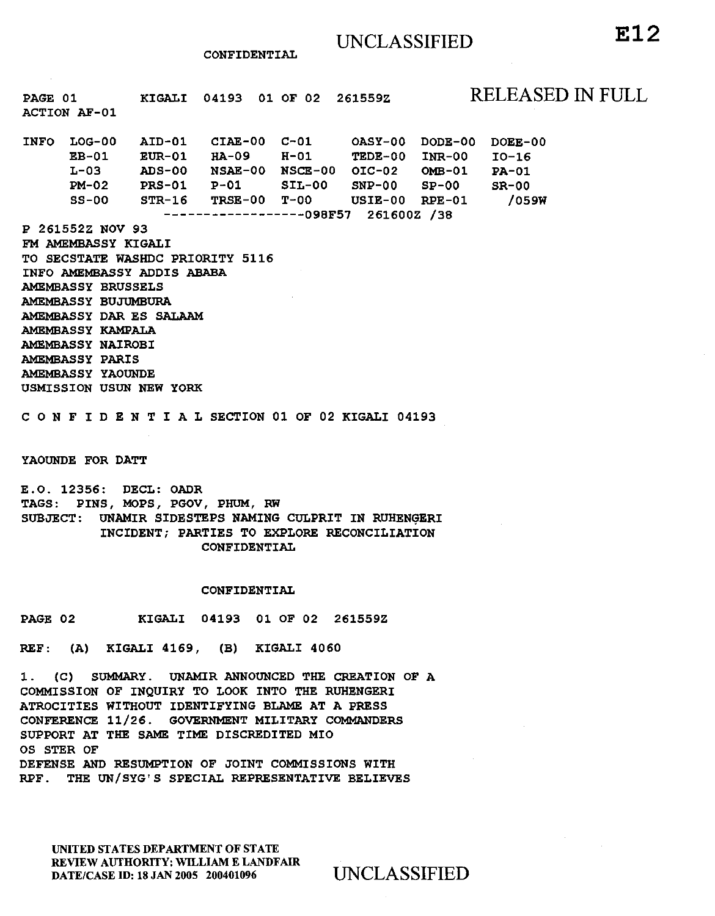UNCLASSIFIED

CONFIDENTIAL

E12

PAGE 01 KIGALI 04193 01 OF 02 261559Z

RELEASED IN FULL

ACTION AF-01

```
INFO  LOG-00   AID-01   CIAE-00  C-01     OASY-00  DODE-00  DOEE-00
      EB-01    EUR-01   HA-09    H-01     TEDE-00  INR-00   IO-16
      L-03     ADS-00   NSAE-00  NSCE-00  OIC-02   OMB-01   PA-01
      PM-02    PRS-01   P-01     SIL-00   SNP-00   SP-00    SR-00
      SS-00    STR-16   TRSE-00  T-00     USIE-00  RPE-01     /059W
                   ------------------098F57  261600Z /38
```

P 261552Z NOV 93
FM AMEMBASSY KIGALI
TO SECSTATE WASHDC PRIORITY 5116
INFO AMEMBASSY ADDIS ABABA
AMEMBASSY BRUSSELS
AMEMBASSY BUJUMBURA
AMEMBASSY DAR ES SALAAM
AMEMBASSY KAMPALA
AMEMBASSY NAIROBI
AMEMBASSY PARIS
AMEMBASSY YAOUNDE
USMISSION USUN NEW YORK

C O N F I D E N T I A L SECTION 01 OF 02 KIGALI 04193

YAOUNDE FOR DATT

E.O. 12356: DECL: OADR
TAGS: PINS, MOPS, PGOV, PHUM, RW
SUBJECT: UNAMIR SIDESTEPS NAMING CULPRIT IN RUHENGERI INCIDENT; PARTIES TO EXPLORE RECONCILIATION

CONFIDENTIAL

CONFIDENTIAL

PAGE 02 KIGALI 04193 01 OF 02 261559Z

REF: (A) KIGALI 4169, (B) KIGALI 4060

1. (C) SUMMARY. UNAMIR ANNOUNCED THE CREATION OF A COMMISSION OF INQUIRY TO LOOK INTO THE RUHENGERI ATROCITIES WITHOUT IDENTIFYING BLAME AT A PRESS CONFERENCE 11/26. GOVERNMENT MILITARY COMMANDERS SUPPORT AT THE SAME TIME DISCREDITED MIO
OS STER OF
DEFENSE AND RESUMPTION OF JOINT COMMISSIONS WITH RPF. THE UN/SYG'S SPECIAL REPRESENTATIVE BELIEVES

UNITED STATES DEPARTMENT OF STATE
REVIEW AUTHORITY: WILLIAM E LANDFAIR
DATE/CASE ID: 18 JAN 2005 200401096

UNCLASSIFIED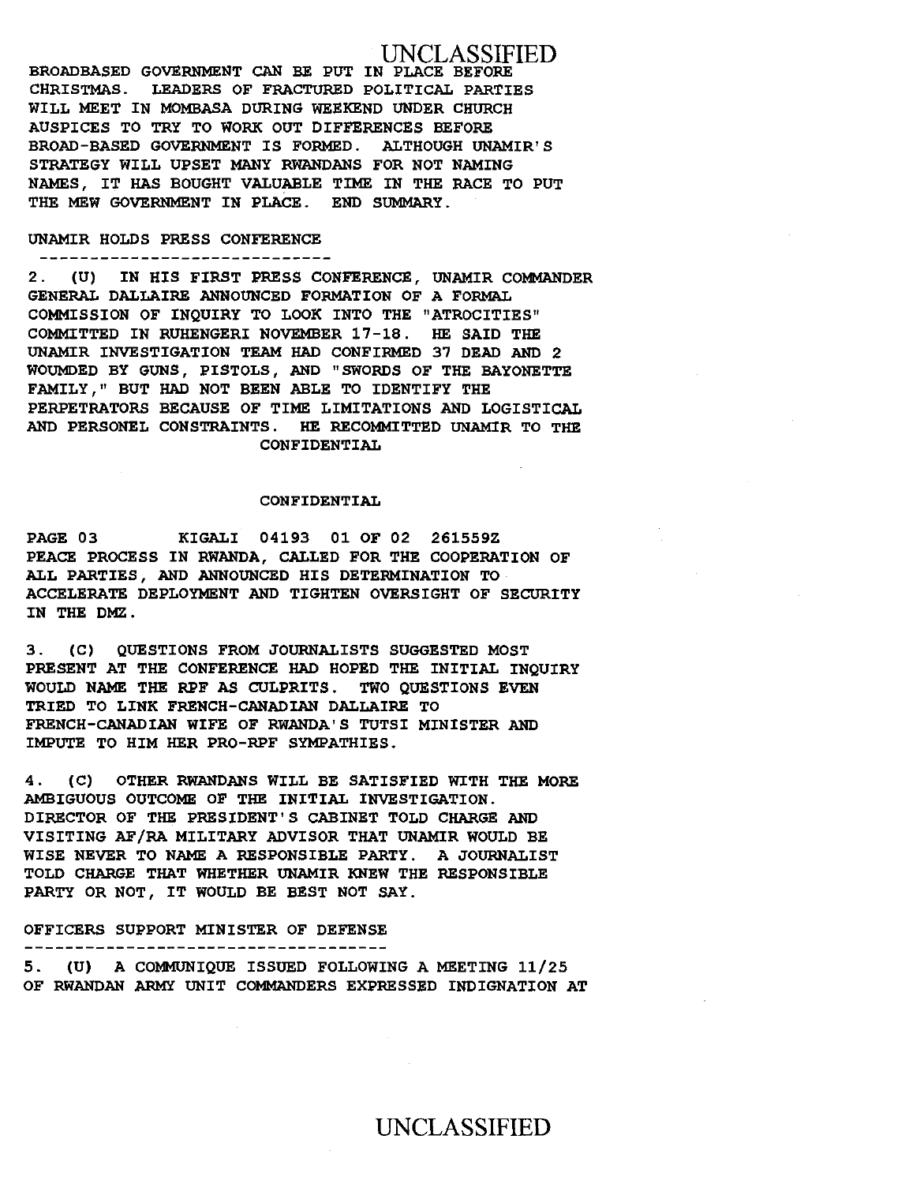BROADBASED GOVERNMENT CAN BE PUT IN PLACE BEFORE CHRISTMAS. LEADERS OF FRACTURED POLITICAL PARTIES WILL MEET IN MOMBASA DURING WEEKEND UNDER CHURCH AUSPICES TO TRY TO WORK OUT DIFFERENCES BEFORE BROAD-BASED GOVERNMENT IS FORMED. ALTHOUGH UNAMIR'S STRATEGY WILL UPSET MANY RWANDANS FOR NOT NAMING NAMES, IT HAS BOUGHT VALUABLE TIME IN THE RACE TO PUT THE MEW GOVERNMENT IN PLACE. END SUMMARY.

UNAMIR HOLDS PRESS CONFERENCE

2. (U) IN HIS FIRST PRESS CONFERENCE, UNAMIR COMMANDER GENERAL DALLAIRE ANNOUNCED FORMATION OF A FORMAL COMMISSION OF INQUIRY TO LOOK INTO THE "ATROCITIES" COMMITTED IN RUHENGERI NOVEMBER 17-18. HE SAID THE UNAMIR INVESTIGATION TEAM HAD CONFIRMED 37 DEAD AND 2 WOUMDED BY GUNS, PISTOLS, AND "SWORDS OF THE BAYONETTE FAMILY," BUT HAD NOT BEEN ABLE TO IDENTIFY THE PERPETRATORS BECAUSE OF TIME LIMITATIONS AND LOGISTICAL AND PERSONEL CONSTRAINTS. HE RECOMMITTED UNAMIR TO THE

CONFIDENTIAL

CONFIDENTIAL

PAGE 03 KIGALI 04193 01 OF 02 261559Z

PEACE PROCESS IN RWANDA, CALLED FOR THE COOPERATION OF ALL PARTIES, AND ANNOUNCED HIS DETERMINATION TO ACCELERATE DEPLOYMENT AND TIGHTEN OVERSIGHT OF SECURITY IN THE DMZ.

3. (C) QUESTIONS FROM JOURNALISTS SUGGESTED MOST PRESENT AT THE CONFERENCE HAD HOPED THE INITIAL INQUIRY WOULD NAME THE RPF AS CULPRITS. TWO QUESTIONS EVEN TRIED TO LINK FRENCH-CANADIAN DALLAIRE TO FRENCH-CANADIAN WIFE OF RWANDA'S TUTSI MINISTER AND IMPUTE TO HIM HER PRO-RPF SYMPATHIES.

4. (C) OTHER RWANDANS WILL BE SATISFIED WITH THE MORE AMBIGUOUS OUTCOME OF THE INITIAL INVESTIGATION. DIRECTOR OF THE PRESIDENT'S CABINET TOLD CHARGE AND VISITING AF/RA MILITARY ADVISOR THAT UNAMIR WOULD BE WISE NEVER TO NAME A RESPONSIBLE PARTY. A JOURNALIST TOLD CHARGE THAT WHETHER UNAMIR KNEW THE RESPONSIBLE PARTY OR NOT, IT WOULD BE BEST NOT SAY.

OFFICERS SUPPORT MINISTER OF DEFENSE

5. (U) A COMMUNIQUE ISSUED FOLLOWING A MEETING 11/25 OF RWANDAN ARMY UNIT COMMANDERS EXPRESSED INDIGNATION AT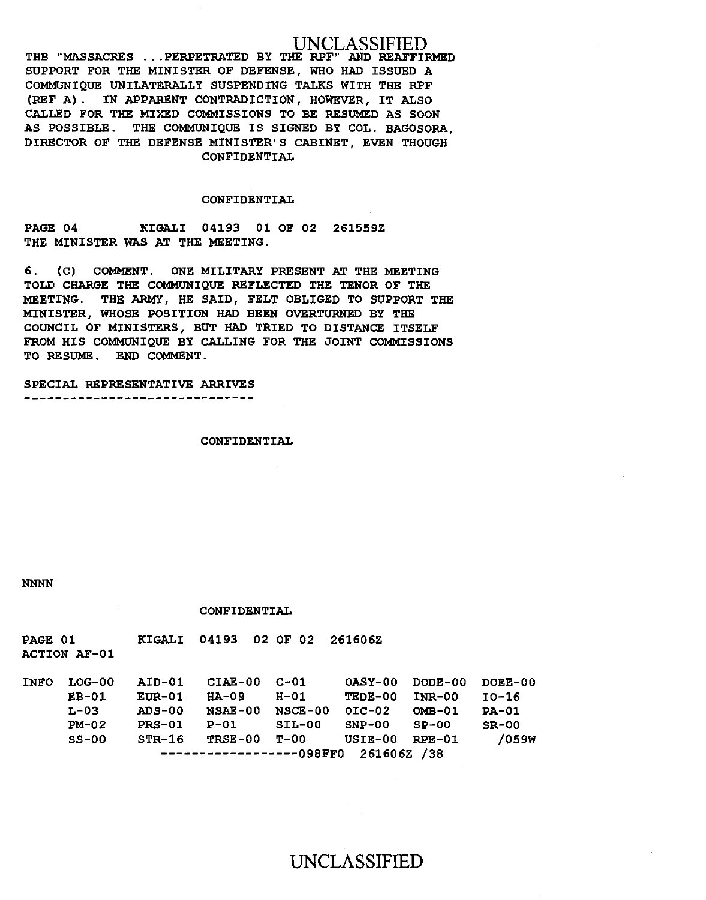THE "MASSACRES ...PERPETRATED BY THE RPF" AND REAFFIRMED SUPPORT FOR THE MINISTER OF DEFENSE, WHO HAD ISSUED A COMMUNIQUE UNILATERALLY SUSPENDING TALKS WITH THE RPF (REF A). IN APPARENT CONTRADICTION, HOWEVER, IT ALSO CALLED FOR THE MIXED COMMISSIONS TO BE RESUMED AS SOON AS POSSIBLE. THE COMMUNIQUE IS SIGNED BY COL. BAGOSORA, DIRECTOR OF THE DEFENSE MINISTER'S CABINET, EVEN THOUGH

CONFIDENTIAL

CONFIDENTIAL

PAGE 04 KIGALI 04193 01 OF 02 261559Z

THE MINISTER WAS AT THE MEETING.

6. (C) COMMENT. ONE MILITARY PRESENT AT THE MEETING TOLD CHARGE THE COMMUNIQUE REFLECTED THE TENOR OF THE MEETING. THE ARMY, HE SAID, FELT OBLIGED TO SUPPORT THE MINISTER, WHOSE POSITION HAD BEEN OVERTURNED BY THE COUNCIL OF MINISTERS, BUT HAD TRIED TO DISTANCE ITSELF FROM HIS COMMUNIQUE BY CALLING FOR THE JOINT COMMISSIONS TO RESUME. END COMMENT.

SPECIAL REPRESENTATIVE ARRIVES
------------------------------

CONFIDENTIAL

NNNN

CONFIDENTIAL

PAGE 01 KIGALI 04193 02 OF 02 261606Z

ACTION AF-01

| INFO | LOG-00 | AID-01 | CIAE-00 | C-01 | OASY-00 | DODE-00 | DOEE-00 |
|---|---|---|---|---|---|---|---|
| | EB-01 | EUR-01 | HA-09 | H-01 | TEDE-00 | INR-00 | IO-16 |
| | L-03 | ADS-00 | NSAE-00 | NSCE-00 | OIC-02 | OMB-01 | PA-01 |
| | PM-02 | PRS-01 | P-01 | SIL-00 | SNP-00 | SP-00 | SR-00 |
| | SS-00 | STR-16 | TRSE-00 | T-00 | USIE-00 | RPE-01 | /059W |

------------------098FF0 261606Z /38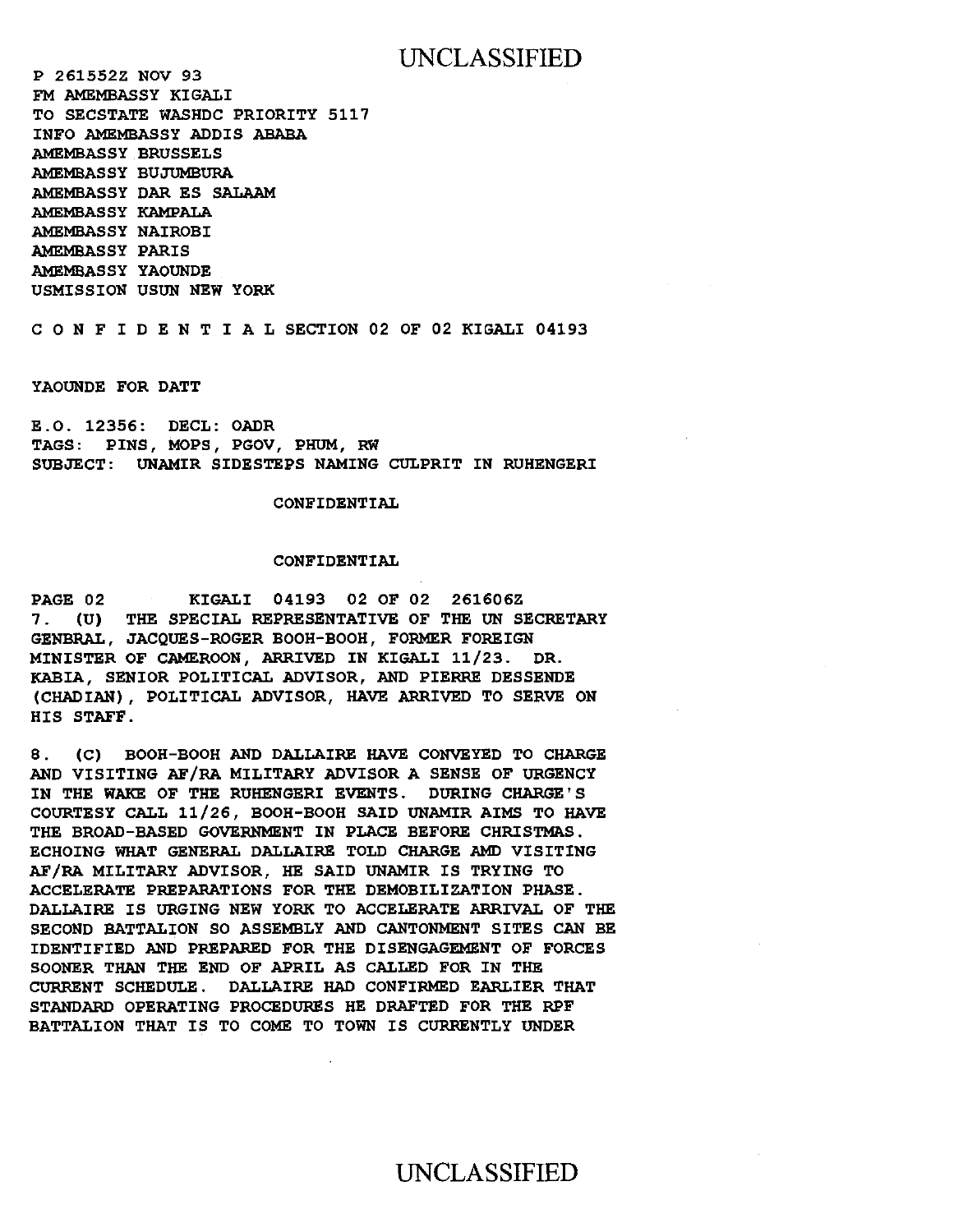P 261552Z NOV 93
FM AMEMBASSY KIGALI
TO SECSTATE WASHDC PRIORITY 5117
INFO AMEMBASSY ADDIS ABABA
AMEMBASSY BRUSSELS
AMEMBASSY BUJUMBURA
AMEMBASSY DAR ES SALAAM
AMEMBASSY KAMPALA
AMEMBASSY NAIROBI
AMEMBASSY PARIS
AMEMBASSY YAOUNDE
USMISSION USUN NEW YORK

C O N F I D E N T I A L SECTION 02 OF 02 KIGALI 04193

YAOUNDE FOR DATT

E.O. 12356: DECL: OADR
TAGS: PINS, MOPS, PGOV, PHUM, RW
SUBJECT: UNAMIR SIDESTEPS NAMING CULPRIT IN RUHENGERI

CONFIDENTIAL

CONFIDENTIAL

PAGE 02 KIGALI 04193 02 OF 02 261606Z

7. (U) THE SPECIAL REPRESENTATIVE OF THE UN SECRETARY GENBRAL, JACQUES-ROGER BOOH-BOOH, FORMER FOREIGN MINISTER OF CAMEROON, ARRIVED IN KIGALI 11/23. DR. KABIA, SENIOR POLITICAL ADVISOR, AND PIERRE DESSENDE (CHADIAN), POLITICAL ADVISOR, HAVE ARRIVED TO SERVE ON HIS STAFF.

8. (C) BOOH-BOOH AND DALLAIRE HAVE CONVEYED TO CHARGE AND VISITING AF/RA MILITARY ADVISOR A SENSE OF URGENCY IN THE WAKE OF THE RUHENGERI EVENTS. DURING CHARGE'S COURTESY CALL 11/26, BOOH-BOOH SAID UNAMIR AIMS TO HAVE THE BROAD-BASED GOVERNMENT IN PLACE BEFORE CHRISTMAS. ECHOING WHAT GENERAL DALLAIRE TOLD CHARGE AMD VISITING AF/RA MILITARY ADVISOR, HE SAID UNAMIR IS TRYING TO ACCELERATE PREPARATIONS FOR THE DEMOBILIZATION PHASE. DALLAIRE IS URGING NEW YORK TO ACCELERATE ARRIVAL OF THE SECOND BATTALION SO ASSEMBLY AND CANTONMENT SITES CAN BE IDENTIFIED AND PREPARED FOR THE DISENGAGEMENT OF FORCES SOONER THAN THE END OF APRIL AS CALLED FOR IN THE CURRENT SCHEDULE. DALLAIRE HAD CONFIRMED EARLIER THAT STANDARD OPERATING PROCEDURES HE DRAFTED FOR THE RPF BATTALION THAT IS TO COME TO TOWN IS CURRENTLY UNDER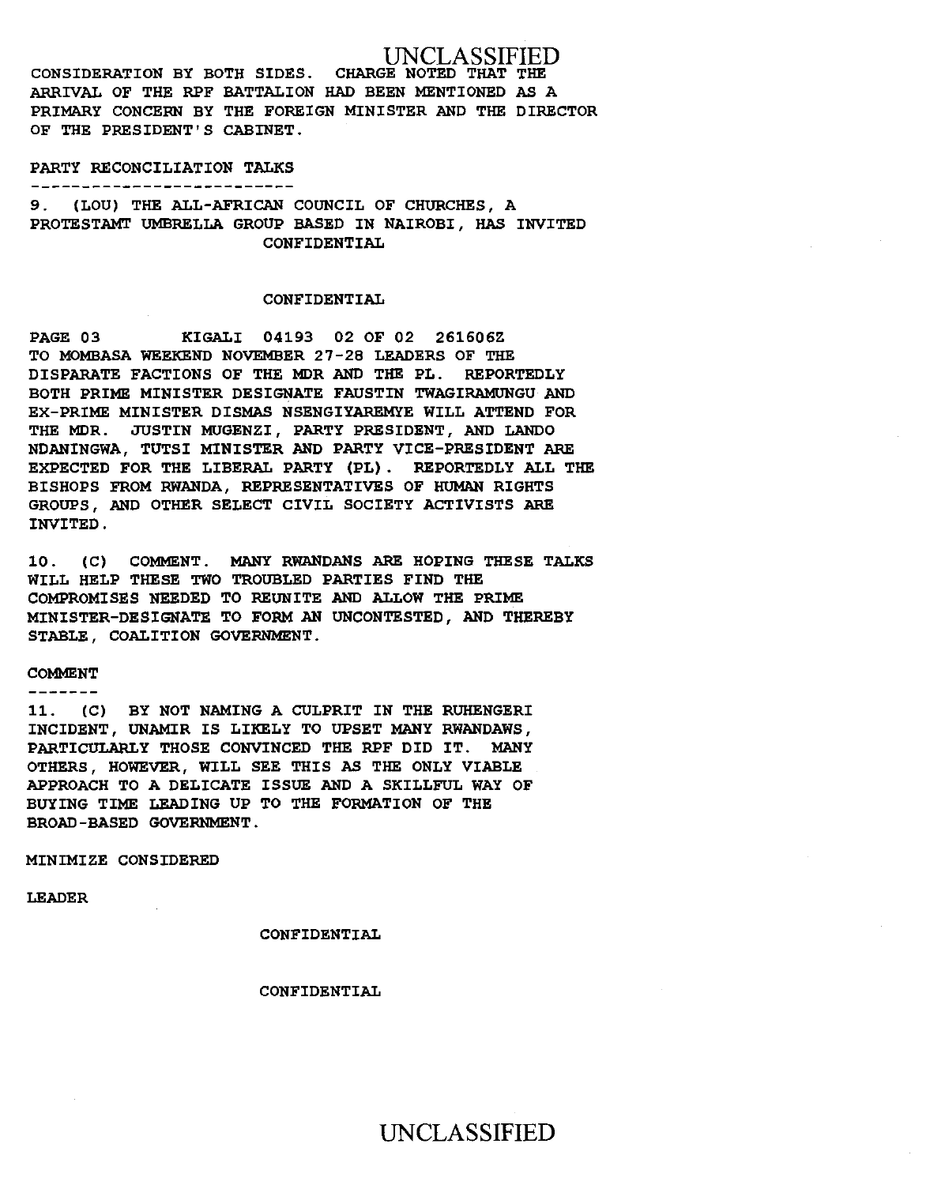CONSIDERATION BY BOTH SIDES. CHARGE NOTED THAT THE ARRIVAL OF THE RPF BATTALION HAD BEEN MENTIONED AS A PRIMARY CONCERN BY THE FOREIGN MINISTER AND THE DIRECTOR OF THE PRESIDENT'S CABINET.

PARTY RECONCILIATION TALKS

-------------------------

9. (LOU) THE ALL-AFRICAN COUNCIL OF CHURCHES, A PROTESTAMT UMBRELLA GROUP BASED IN NAIROBI, HAS INVITED

CONFIDENTIAL

CONFIDENTIAL

PAGE 03 KIGALI 04193 02 OF 02 261606Z

TO MOMBASA WEEKEND NOVEMBER 27-28 LEADERS OF THE DISPARATE FACTIONS OF THE MDR AND THE PL. REPORTEDLY BOTH PRIME MINISTER DESIGNATE FAUSTIN TWAGIRAMUNGU AND EX-PRIME MINISTER DISMAS NSENGIYAREMYE WILL ATTEND FOR THE MDR. JUSTIN MUGENZI, PARTY PRESIDENT, AND LANDO NDANINGWA, TUTSI MINISTER AND PARTY VICE-PRESIDENT ARE EXPECTED FOR THE LIBERAL PARTY (PL). REPORTEDLY ALL THE BISHOPS FROM RWANDA, REPRESENTATIVES OF HUMAN RIGHTS GROUPS, AND OTHER SELECT CIVIL SOCIETY ACTIVISTS ARE INVITED.

10. (C) COMMENT. MANY RWANDANS ARE HOPING THESE TALKS WILL HELP THESE TWO TROUBLED PARTIES FIND THE COMPROMISES NEEDED TO REUNITE AND ALLOW THE PRIME MINISTER-DESIGNATE TO FORM AN UNCONTESTED, AND THEREBY STABLE, COALITION GOVERNMENT.

COMMENT

-------

11. (C) BY NOT NAMING A CULPRIT IN THE RUHENGERI INCIDENT, UNAMIR IS LIKELY TO UPSET MANY RWANDAWS, PARTICULARLY THOSE CONVINCED THE RPF DID IT. MANY OTHERS, HOWEVER, WILL SEE THIS AS THE ONLY VIABLE APPROACH TO A DELICATE ISSUE AND A SKILLFUL WAY OF BUYING TIME LEADING UP TO THE FORMATION OF THE BROAD-BASED GOVERNMENT.

MINIMIZE CONSIDERED

LEADER

CONFIDENTIAL

CONFIDENTIAL